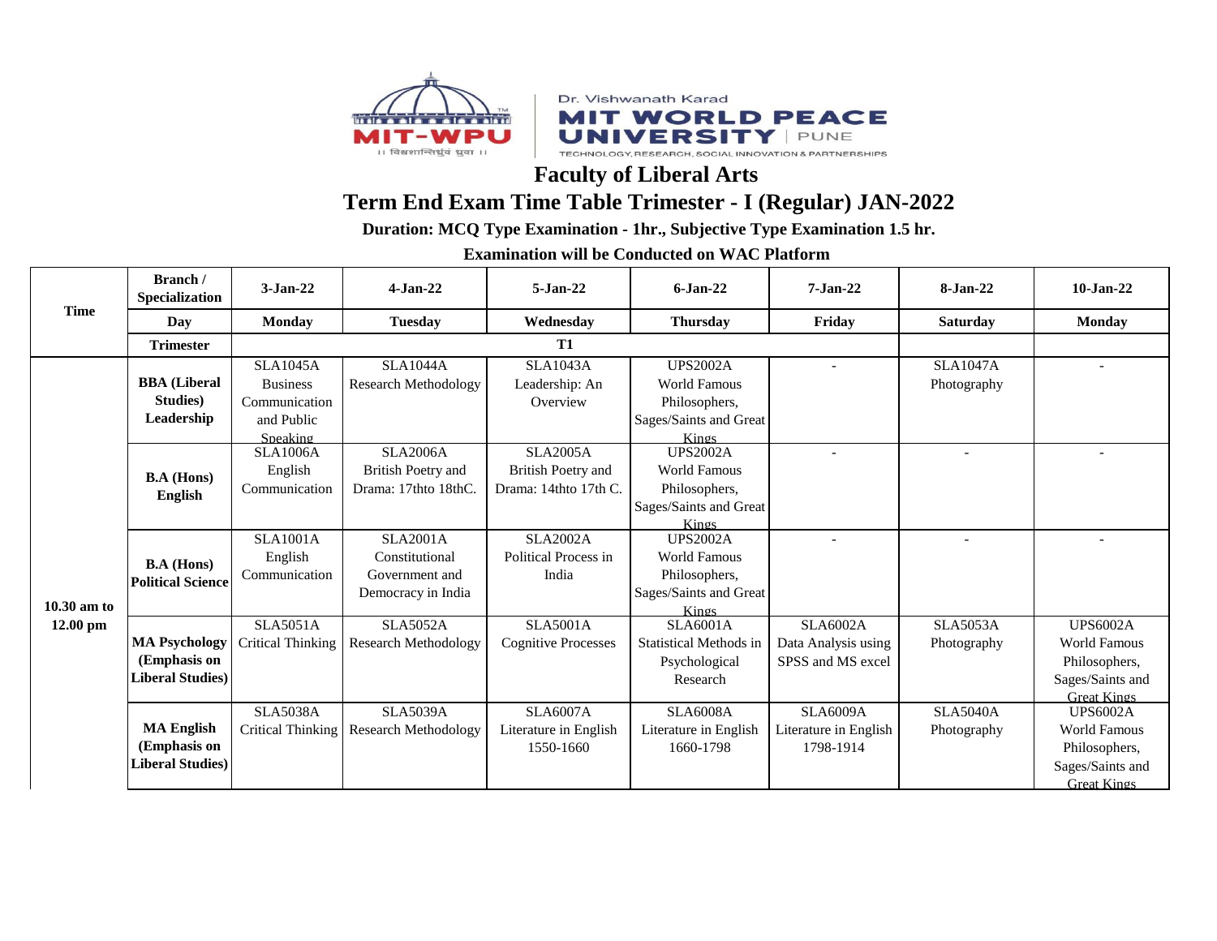Dr. Vishwanath Karad

MIT WORLD PEACE UNIVERSITY | PUNE

TECHNOLOGY, RESEARCH, SOCIAL INNOVATION & PARTNERSHIPS

# Faculty of Liberal Arts

## Term End Exam Time Table Trimester - I (Regular) JAN-2022

**Duration: MCQ Type Examination - 1hr., Subjective Type Examination 1.5 hr.**

**Examination will be Conducted on WAC Platform**

| Time | Branch / Specialization | 3-Jan-22 | 4-Jan-22 | 5-Jan-22 | 6-Jan-22 | 7-Jan-22 | 8-Jan-22 | 10-Jan-22 |
|---|---|---|---|---|---|---|---|---|
| | **Day** | **Monday** | **Tuesday** | **Wednesday** | **Thursday** | **Friday** | **Saturday** | **Monday** |
| | **Trimester** | **T1** | | | | | | |
| 10.30 am to 12.00 pm | **BBA (Liberal Studies) Leadership** | SLA1045A Business Communication and Public Speaking | SLA1044A Research Methodology | SLA1043A Leadership: An Overview | UPS2002A World Famous Philosophers, Sages/Saints and Great Kings | - | SLA1047A Photography | - |
| | **B.A (Hons) English** | SLA1006A English Communication | SLA2006A British Poetry and Drama: 17thto 18thC. | SLA2005A British Poetry and Drama: 14thto 17th C. | UPS2002A World Famous Philosophers, Sages/Saints and Great Kings | - | - | - |
| | **B.A (Hons) Political Science** | SLA1001A English Communication | SLA2001A Constitutional Government and Democracy in India | SLA2002A Political Process in India | UPS2002A World Famous Philosophers, Sages/Saints and Great Kings | - | - | - |
| | **MA Psychology (Emphasis on Liberal Studies)** | SLA5051A Critical Thinking | SLA5052A Research Methodology | SLA5001A Cognitive Processes | SLA6001A Statistical Methods in Psychological Research | SLA6002A Data Analysis using SPSS and MS excel | SLA5053A Photography | UPS6002A World Famous Philosophers, Sages/Saints and Great Kings |
| | **MA English (Emphasis on Liberal Studies)** | SLA5038A Critical Thinking | SLA5039A Research Methodology | SLA6007A Literature in English 1550-1660 | SLA6008A Literature in English 1660-1798 | SLA6009A Literature in English 1798-1914 | SLA5040A Photography | UPS6002A World Famous Philosophers, Sages/Saints and Great Kings |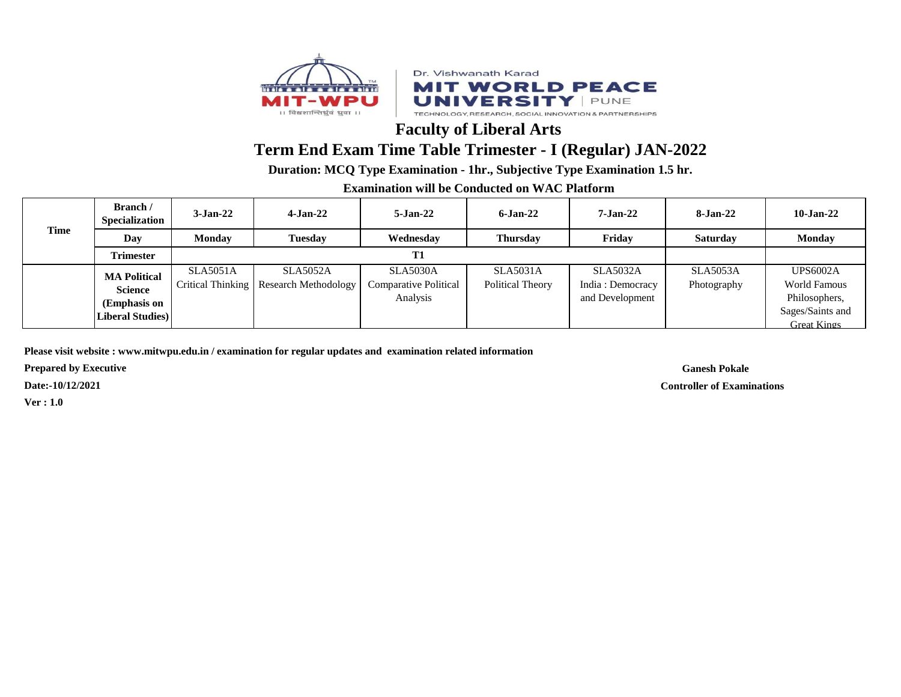Dr. Vishwanath Karad
MIT WORLD PEACE UNIVERSITY | PUNE
TECHNOLOGY, RESEARCH, SOCIAL INNOVATION & PARTNERSHIPS

# Faculty of Liberal Arts

## Term End Exam Time Table Trimester - I (Regular) JAN-2022

**Duration: MCQ Type Examination - 1hr., Subjective Type Examination 1.5 hr.**

**Examination will be Conducted on WAC Platform**

| Time | Branch / Specialization | 3-Jan-22 | 4-Jan-22 | 5-Jan-22 | 6-Jan-22 | 7-Jan-22 | 8-Jan-22 | 10-Jan-22 |
|---|---|---|---|---|---|---|---|---|
| | Day | Monday | Tuesday | Wednesday | Thursday | Friday | Saturday | Monday |
| | Trimester | T1 | | | | | | |
| | MA Political Science (Emphasis on Liberal Studies) | SLA5051A Critical Thinking | SLA5052A Research Methodology | SLA5030A Comparative Political Analysis | SLA5031A Political Theory | SLA5032A India : Democracy and Development | SLA5053A Photography | UPS6002A World Famous Philosophers, Sages/Saints and Great Kings |

**Please visit website : www.mitwpu.edu.in / examination for regular updates and examination related information**

**Prepared by Executive**

**Date:-10/12/2021**

**Ver : 1.0**

**Ganesh Pokale**

**Controller of Examinations**